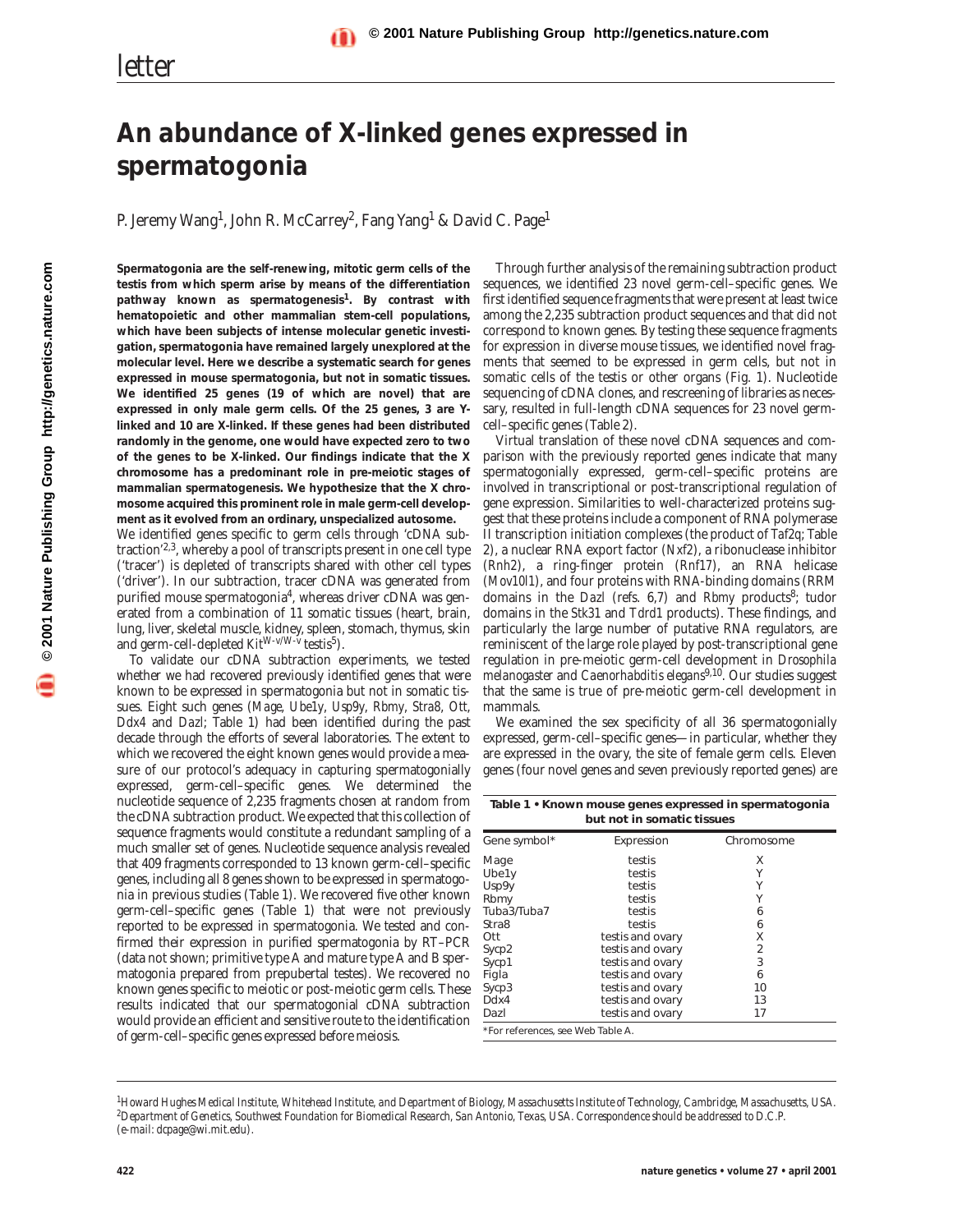letter

# An abundance of X-linked genes expressed in spermatogonia

P. Jeremy Wang[1], John R. McCarrey[2], Fang Yang[1] & David C. Page[1]

**Spermatogonia are the self-renewing, mitotic germ cells of the testis from which sperm arise by means of the differentiation pathway known as spermatogenesis[1]. By contrast with hematopoietic and other mammalian stem-cell populations, which have been subjects of intense molecular genetic investigation, spermatogonia have remained largely unexplored at the molecular level. Here we describe a systematic search for genes expressed in mouse spermatogonia, but not in somatic tissues. We identified 25 genes (19 of which are novel) that are expressed in only male germ cells. Of the 25 genes, 3 are Y-linked and 10 are X-linked. If these genes had been distributed randomly in the genome, one would have expected zero to two of the genes to be X-linked. Our findings indicate that the X chromosome has a predominant role in pre-meiotic stages of mammalian spermatogenesis. We hypothesize that the X chromosome acquired this prominent role in male germ-cell development as it evolved from an ordinary, unspecialized autosome.**

We identified genes specific to germ cells through 'cDNA subtraction'[2,3], whereby a pool of transcripts present in one cell type ('tracer') is depleted of transcripts shared with other cell types ('driver'). In our subtraction, tracer cDNA was generated from purified mouse spermatogonia[4], whereas driver cDNA was generated from a combination of 11 somatic tissues (heart, brain, lung, liver, skeletal muscle, kidney, spleen, stomach, thymus, skin and germ-cell-depleted Kit$^{W-v/W-v}$ testis[5]).

To validate our cDNA subtraction experiments, we tested whether we had recovered previously identified genes that were known to be expressed in spermatogonia but not in somatic tissues. Eight such genes (*Mage*, *Ube1y*, *Usp9y*, *Rbmy*, *Stra8*, *Ott*, *Ddx4* and *Dazl*; Table 1) had been identified during the past decade through the efforts of several laboratories. The extent to which we recovered the eight known genes would provide a measure of our protocol's adequacy in capturing spermatogonially expressed, germ-cell–specific genes. We determined the nucleotide sequence of 2,235 fragments chosen at random from the cDNA subtraction product. We expected that this collection of sequence fragments would constitute a redundant sampling of a much smaller set of genes. Nucleotide sequence analysis revealed that 409 fragments corresponded to 13 known germ-cell–specific genes, including all 8 genes shown to be expressed in spermatogonia in previous studies (Table 1). We recovered five other known germ-cell–specific genes (Table 1) that were not previously reported to be expressed in spermatogonia. We tested and confirmed their expression in purified spermatogonia by RT–PCR (data not shown; primitive type A and mature type A and B spermatogonia prepared from prepubertal testes). We recovered no known genes specific to meiotic or post-meiotic germ cells. These results indicated that our spermatogonial cDNA subtraction would provide an efficient and sensitive route to the identification of germ-cell–specific genes expressed before meiosis.

Through further analysis of the remaining subtraction product sequences, we identified 23 novel germ-cell–specific genes. We first identified sequence fragments that were present at least twice among the 2,235 subtraction product sequences and that did not correspond to known genes. By testing these sequence fragments for expression in diverse mouse tissues, we identified novel fragments that seemed to be expressed in germ cells, but not in somatic cells of the testis or other organs (Fig. 1). Nucleotide sequencing of cDNA clones, and rescreening of libraries as necessary, resulted in full-length cDNA sequences for 23 novel germ-cell–specific genes (Table 2).

Virtual translation of these novel cDNA sequences and comparison with the previously reported genes indicate that many spermatogonially expressed, germ-cell–specific proteins are involved in transcriptional or post-transcriptional regulation of gene expression. Similarities to well-characterized proteins suggest that these proteins include a component of RNA polymerase II transcription initiation complexes (the product of *Taf2q*; Table 2), a nuclear RNA export factor (*Nxf2*), a ribonuclease inhibitor (*Rnh2*), a ring-finger protein (*Rnf17*), an RNA helicase (*Mov10l1*), and four proteins with RNA-binding domains (RRM domains in the *Dazl* (refs. 6,7) and *Rbmy* products[8]; tudor domains in the *Stk31* and *Tdrd1* products). These findings, and particularly the large number of putative RNA regulators, are reminiscent of the large role played by post-transcriptional gene regulation in pre-meiotic germ-cell development in *Drosophila melanogaster* and *Caenorhabditis elegans*[9,10]. Our studies suggest that the same is true of pre-meiotic germ-cell development in mammals.

We examined the sex specificity of all 36 spermatogonially expressed, germ-cell–specific genes—in particular, whether they are expressed in the ovary, the site of female germ cells. Eleven genes (four novel genes and seven previously reported genes) are

**Table 1 • Known mouse genes expressed in spermatogonia but not in somatic tissues**

| Gene symbol* | Expression | Chromosome |
|---|---|---|
| Mage | testis | X |
| Ube1y | testis | Y |
| Usp9y | testis | Y |
| Rbmy | testis | Y |
| Tuba3/Tuba7 | testis | 6 |
| Stra8 | testis | 6 |
| Ott | testis and ovary | X |
| Sycp2 | testis and ovary | 2 |
| Sycp1 | testis and ovary | 3 |
| Figla | testis and ovary | 6 |
| Sycp3 | testis and ovary | 10 |
| Ddx4 | testis and ovary | 13 |
| Dazl | testis and ovary | 17 |

*For references, see Web Table A.

[1]*Howard Hughes Medical Institute, Whitehead Institute, and Department of Biology, Massachusetts Institute of Technology, Cambridge, Massachusetts, USA.* [2]*Department of Genetics, Southwest Foundation for Biomedical Research, San Antonio, Texas, USA. Correspondence should be addressed to D.C.P. (e-mail: dcpage@wi.mit.edu).*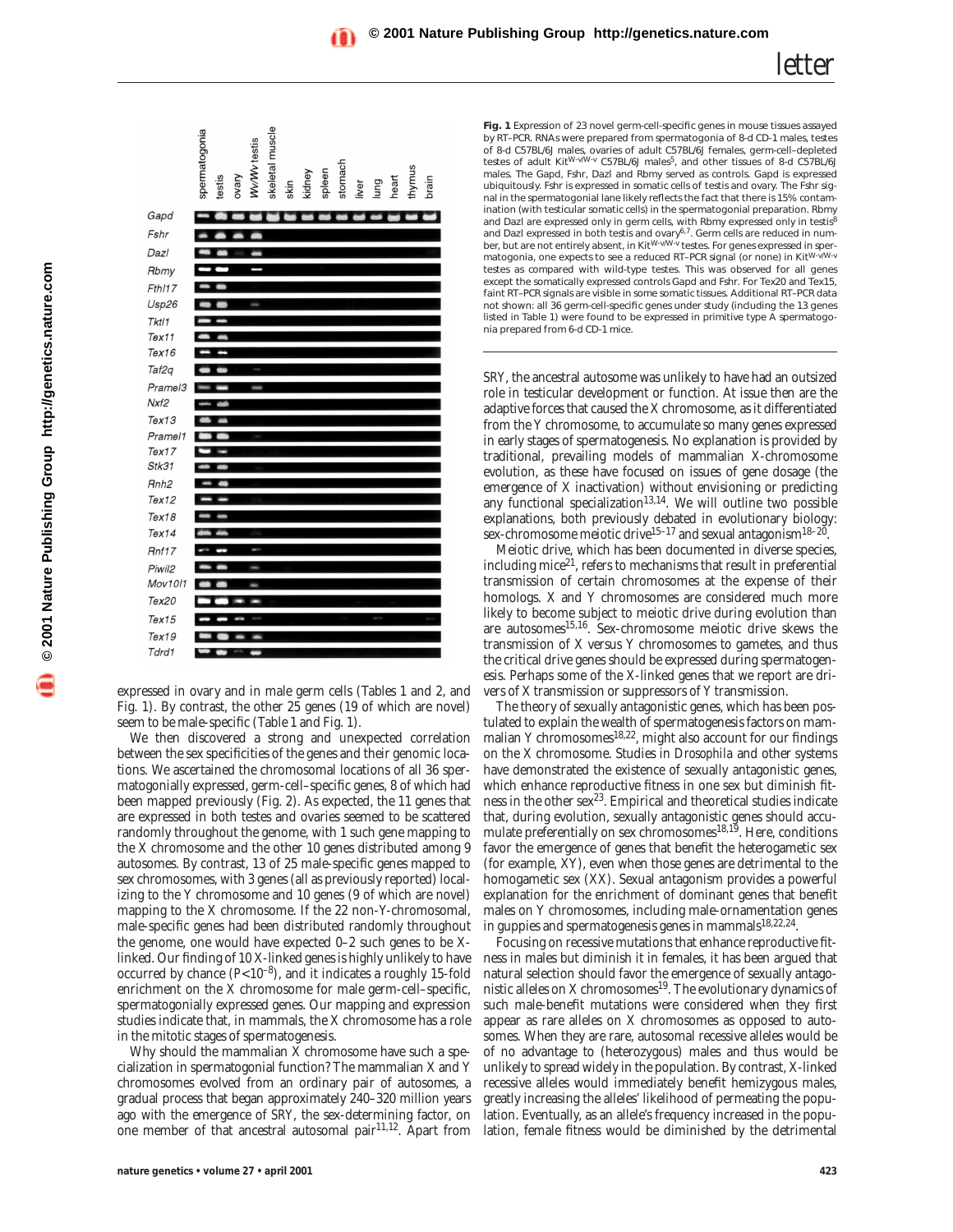**Fig. 1** Expression of 23 novel germ-cell-specific genes in mouse tissues assayed by RT–PCR. RNAs were prepared from spermatogonia of 8-d CD-1 males, testes of 8-d C57BL/6J males, ovaries of adult C57BL/6J females, germ-cell–depleted testes of adult Kit$^{W-v/W-v}$ C57BL/6J males[5], and other tissues of 8-d C57BL/6J males. The Gapd, Fshr, Dazl and Rbmy served as controls. Gapd is expressed ubiquitously. Fshr is expressed in somatic cells of testis and ovary. The Fshr signal in the spermatogonial lane likely reflects the fact that there is 15% contamination (with testicular somatic cells) in the spermatogonial preparation. Rbmy and Dazl are expressed only in germ cells, with Rbmy expressed only in testis[8] and Dazl expressed in both testis and ovary[6,7]. Germ cells are reduced in number, but are not entirely absent, in Kit$^{W-v/W-v}$ testes. For genes expressed in spermatogonia, one expects to see a reduced RT–PCR signal (or none) in Kit$^{W-v/W-v}$ testes as compared with wild-type testes. This was observed for all genes except the somatically expressed controls Gapd and Fshr. For Tex20 and Tex15, faint RT–PCR signals are visible in some somatic tissues. Additional RT–PCR data not shown: all 36 germ-cell-specific genes under study (including the 13 genes listed in Table 1) were found to be expressed in primitive type A spermatogonia prepared from 6-d CD-1 mice.

expressed in ovary and in male germ cells (Tables 1 and 2, and Fig. 1). By contrast, the other 25 genes (19 of which are novel) seem to be male-specific (Table 1 and Fig. 1).

We then discovered a strong and unexpected correlation between the sex specificities of the genes and their genomic locations. We ascertained the chromosomal locations of all 36 spermatogonially expressed, germ-cell–specific genes, 8 of which had been mapped previously (Fig. 2). As expected, the 11 genes that are expressed in both testes and ovaries seemed to be scattered randomly throughout the genome, with 1 such gene mapping to the X chromosome and the other 10 genes distributed among 9 autosomes. By contrast, 13 of 25 male-specific genes mapped to sex chromosomes, with 3 genes (all as previously reported) localizing to the Y chromosome and 10 genes (9 of which are novel) mapping to the X chromosome. If the 22 non-Y-chromosomal, male-specific genes had been distributed randomly throughout the genome, one would have expected 0–2 such genes to be X-linked. Our finding of 10 X-linked genes is highly unlikely to have occurred by chance ($P<10^{-8}$), and it indicates a roughly 15-fold enrichment on the X chromosome for male germ-cell–specific, spermatogonially expressed genes. Our mapping and expression studies indicate that, in mammals, the X chromosome has a role in the mitotic stages of spermatogenesis.

Why should the mammalian X chromosome have such a specialization in spermatogonial function? The mammalian X and Y chromosomes evolved from an ordinary pair of autosomes, a gradual process that began approximately 240–320 million years ago with the emergence of *SRY*, the sex-determining factor, on one member of that ancestral autosomal pair[11,12]. Apart from *SRY*, the ancestral autosome was unlikely to have had an outsized role in testicular development or function. At issue then are the adaptive forces that caused the X chromosome, as it differentiated from the Y chromosome, to accumulate so many genes expressed in early stages of spermatogenesis. No explanation is provided by traditional, prevailing models of mammalian X-chromosome evolution, as these have focused on issues of gene dosage (the emergence of X inactivation) without envisioning or predicting any functional specialization[13,14]. We will outline two possible explanations, both previously debated in evolutionary biology: sex-chromosome meiotic drive[15–17] and sexual antagonism[18–20].

Meiotic drive, which has been documented in diverse species, including mice[21], refers to mechanisms that result in preferential transmission of certain chromosomes at the expense of their homologs. X and Y chromosomes are considered much more likely to become subject to meiotic drive during evolution than are autosomes[15,16]. Sex-chromosome meiotic drive skews the transmission of X versus Y chromosomes to gametes, and thus the critical drive genes should be expressed during spermatogenesis. Perhaps some of the X-linked genes that we report are drivers of X transmission or suppressors of Y transmission.

The theory of sexually antagonistic genes, which has been postulated to explain the wealth of spermatogenesis factors on mammalian Y chromosomes[18,22], might also account for our findings on the X chromosome. Studies in *Drosophila* and other systems have demonstrated the existence of sexually antagonistic genes, which enhance reproductive fitness in one sex but diminish fitness in the other sex[23]. Empirical and theoretical studies indicate that, during evolution, sexually antagonistic genes should accumulate preferentially on sex chromosomes[18,19]. Here, conditions favor the emergence of genes that benefit the heterogametic sex (for example, XY), even when those genes are detrimental to the homogametic sex (XX). Sexual antagonism provides a powerful explanation for the enrichment of dominant genes that benefit males on Y chromosomes, including male-ornamentation genes in guppies and spermatogenesis genes in mammals[18,22,24].

Focusing on recessive mutations that enhance reproductive fitness in males but diminish it in females, it has been argued that natural selection should favor the emergence of sexually antagonistic alleles on X chromosomes[19]. The evolutionary dynamics of such male-benefit mutations were considered when they first appear as rare alleles on X chromosomes as opposed to autosomes. When they are rare, autosomal recessive alleles would be of no advantage to (heterozygous) males and thus would be unlikely to spread widely in the population. By contrast, X-linked recessive alleles would immediately benefit hemizygous males, greatly increasing the alleles' likelihood of permeating the population. Eventually, as an allele's frequency increased in the population, female fitness would be diminished by the detrimental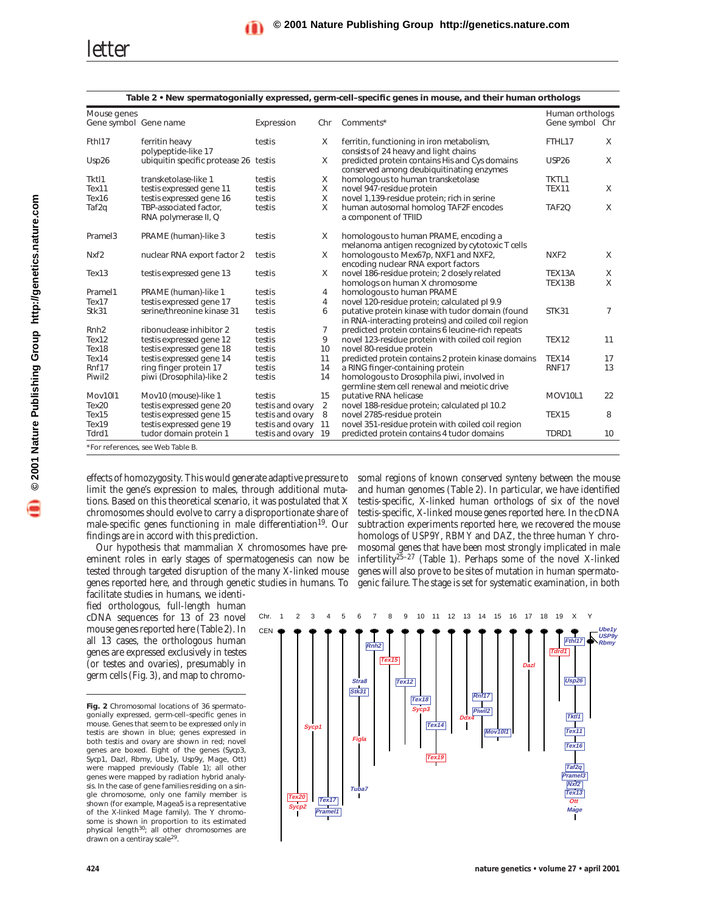**Table 2 • New spermatogonially expressed, germ-cell–specific genes in mouse, and their human orthologs**

| Mouse genes Gene symbol | Gene name | Expression | Chr | Comments* | Human orthologs Gene symbol | Chr |
|---|---|---|---|---|---|---|
| Fthl17 | ferritin heavy polypeptide-like 17 | testis | X | ferritin, functioning in iron metabolism, consists of 24 heavy and light chains | FTHL17 | X |
| Usp26 | ubiquitin specific protease 26 | testis | X | predicted protein contains His and Cys domains conserved among deubiquitinating enzymes | USP26 | X |
| Tktl1 | transketolase-like 1 | testis | X | homologous to human transketolase | TKTL1 | |
| Tex11 | testis expressed gene 11 | testis | X | novel 947-residue protein | TEX11 | X |
| Tex16 | testis expressed gene 16 | testis | X | novel 1,139-residue protein; rich in serine | | |
| Taf2q | TBP-associated factor, RNA polymerase II, Q | testis | X | human autosomal homolog TAF2F encodes a component of TFIID | TAF2Q | X |
| Pramel3 | PRAME (human)-like 3 | testis | X | homologous to human PRAME, encoding a melanoma antigen recognized by cytotoxic T cells | | |
| Nxf2 | nuclear RNA export factor 2 | testis | X | homologous to Mex67p, NXF1 and NXF2, encoding nuclear RNA export factors | NXF2 | X |
| Tex13 | testis expressed gene 13 | testis | X | novel 186-residue protein; 2 closely related homologs on human X chromosome | TEX13A<br>TEX13B | X<br>X |
| Pramel1 | PRAME (human)-like 1 | testis | 4 | homologous to human PRAME | | |
| Tex17 | testis expressed gene 17 | testis | 4 | novel 120-residue protein; calculated pI 9.9 | | |
| Stk31 | serine/threonine kinase 31 | testis | 6 | putative protein kinase with tudor domain (found in RNA-interacting proteins) and coiled coil region | STK31 | 7 |
| Rnh2 | ribonuclease inhibitor 2 | testis | 7 | predicted protein contains 6 leucine-rich repeats | | |
| Tex12 | testis expressed gene 12 | testis | 9 | novel 123-residue protein with coiled coil region | TEX12 | 11 |
| Tex18 | testis expressed gene 18 | testis | 10 | novel 80-residue protein | | |
| Tex14 | testis expressed gene 14 | testis | 11 | predicted protein contains 2 protein kinase domains | TEX14 | 17 |
| Rnf17 | ring finger protein 17 | testis | 14 | a RING finger-containing protein | RNF17 | 13 |
| Piwil2 | piwi (Drosophila)-like 2 | testis | 14 | homologous to Drosophila piwi, involved in germline stem cell renewal and meiotic drive | | |
| Mov10l1 | Mov10 (mouse)-like 1 | testis | 15 | putative RNA helicase | MOV10L1 | 22 |
| Tex20 | testis expressed gene 20 | testis and ovary | 2 | novel 188-residue protein; calculated pI 10.2 | | |
| Tex15 | testis expressed gene 15 | testis and ovary | 8 | novel 2785-residue protein | TEX15 | 8 |
| Tex19 | testis expressed gene 19 | testis and ovary | 11 | novel 351-residue protein with coiled coil region | | |
| Tdrd1 | tudor domain protein 1 | testis and ovary | 19 | predicted protein contains 4 tudor domains | TDRD1 | 10 |

*For references, see Web Table B.

effects of homozygosity. This would generate adaptive pressure to limit the gene's expression to males, through additional mutations. Based on this theoretical scenario, it was postulated that X chromosomes should evolve to carry a disproportionate share of male-specific genes functioning in male differentiation[19]. Our findings are in accord with this prediction.

Our hypothesis that mammalian X chromosomes have preeminent roles in early stages of spermatogenesis can now be tested through targeted disruption of the many X-linked mouse genes reported here, and through genetic studies in humans. To facilitate studies in humans, we identified orthologous, full-length human cDNA sequences for 13 of 23 novel mouse genes reported here (Table 2). In all 13 cases, the orthologous human genes are expressed exclusively in testes (or testes and ovaries), presumably in germ cells (Fig. 3), and map to chromosomal regions of known conserved synteny between the mouse and human genomes (Table 2). In particular, we have identified testis-specific, X-linked human orthologs of six of the novel testis-specific, X-linked mouse genes reported here. In the cDNA subtraction experiments reported here, we recovered the mouse homologs of *USP9Y*, *RBMY* and *DAZ*, the three human Y chromosomal genes that have been most strongly implicated in male infertility[25–27] (Table 1). Perhaps some of the novel X-linked genes will also prove to be sites of mutation in human spermatogenic failure. The stage is set for systematic examination, in both

**Fig. 2** Chromosomal locations of 36 spermatogonially expressed, germ-cell–specific genes in mouse. Genes that seem to be expressed only in testis are shown in blue; genes expressed in both testis and ovary are shown in red; novel genes are boxed. Eight of the genes (Sycp3, Sycp1, Dazl, Rbmy, Ube1y, Usp9y, Mage, Ott) were mapped previously (Table 1); all other genes were mapped by radiation hybrid analysis. In the case of gene families residing on a single chromosome, only one family member is shown (for example, Magea5 is a representative of the X-linked Mage family). The Y chromosome is shown in proportion to its estimated physical length[30]; all other chromosomes are drawn on a centiray scale[29].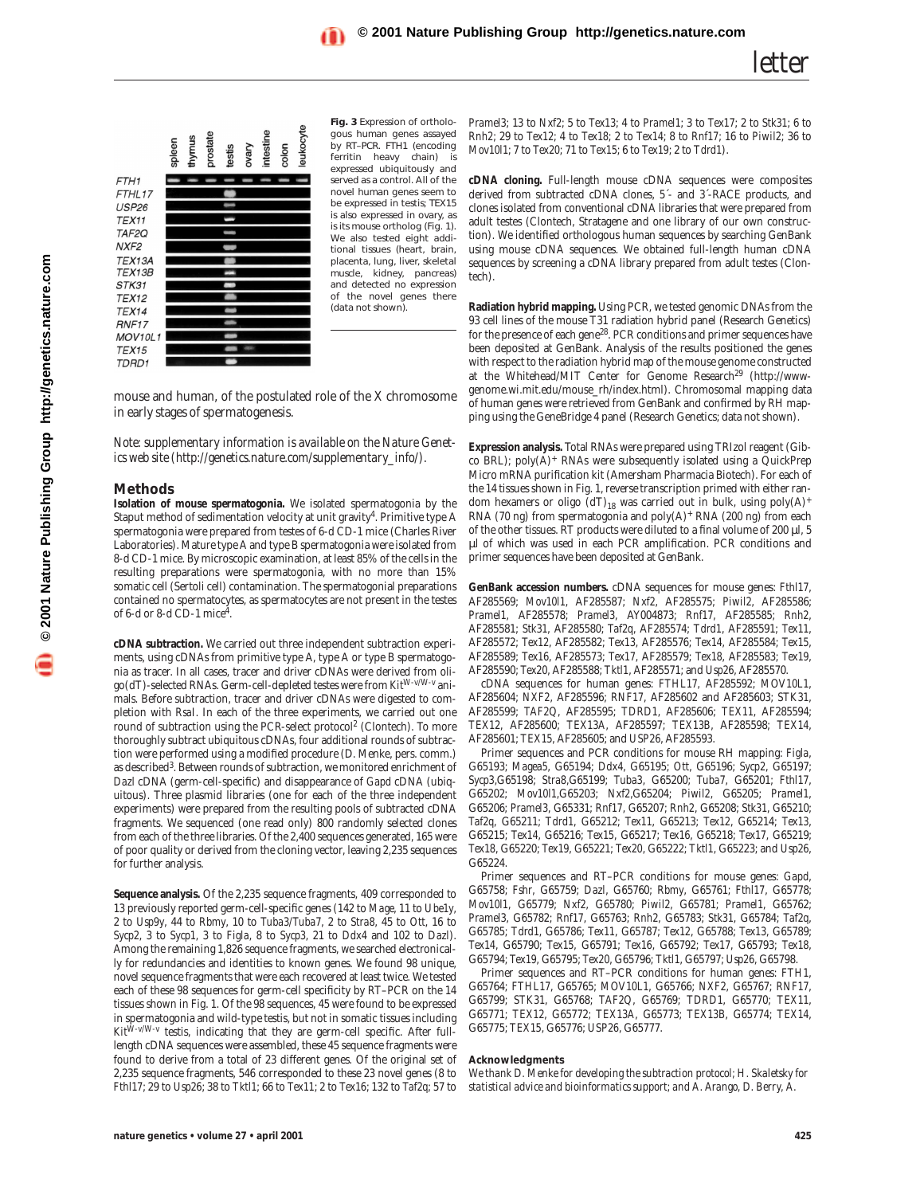**Fig. 3** Expression of orthologous human genes assayed by RT–PCR. FTH1 (encoding ferritin heavy chain) is expressed ubiquitously and served as a control. All of the novel human genes seem to be expressed in testis; TEX15 is also expressed in ovary, as is its mouse ortholog (Fig. 1). We also tested eight additional tissues (heart, brain, placenta, lung, liver, skeletal muscle, kidney, pancreas) and detected no expression of the novel genes there (data not shown).

mouse and human, of the postulated role of the X chromosome in early stages of spermatogenesis.

*Note: supplementary information is available on the Nature Genetics web site (http://genetics.nature.com/supplementary_info/).*

## Methods

**Isolation of mouse spermatogonia.** We isolated spermatogonia by the Staput method of sedimentation velocity at unit gravity[4]. Primitive type A spermatogonia were prepared from testes of 6-d CD-1 mice (Charles River Laboratories). Mature type A and type B spermatogonia were isolated from 8-d CD-1 mice. By microscopic examination, at least 85% of the cells in the resulting preparations were spermatogonia, with no more than 15% somatic cell (Sertoli cell) contamination. The spermatogonial preparations contained no spermatocytes, as spermatocytes are not present in the testes of 6-d or 8-d CD-1 mice[4].

**cDNA subtraction.** We carried out three independent subtraction experiments, using cDNAs from primitive type A, type A or type B spermatogonia as tracer. In all cases, tracer and driver cDNAs were derived from oligo(dT)-selected RNAs. Germ-cell-depleted testes were from Kit$^{W-v/W-v}$ animals. Before subtraction, tracer and driver cDNAs were digested to completion with RsaI. In each of the three experiments, we carried out one round of subtraction using the PCR-select protocol[2] (Clontech). To more thoroughly subtract ubiquitous cDNAs, four additional rounds of subtraction were performed using a modified procedure (D. Menke, pers. comm.) as described[3]. Between rounds of subtraction, we monitored enrichment of *Dazl* cDNA (germ-cell-specific) and disappearance of *Gapd* cDNA (ubiquitous). Three plasmid libraries (one for each of the three independent experiments) were prepared from the resulting pools of subtracted cDNA fragments. We sequenced (one read only) 800 randomly selected clones from each of the three libraries. Of the 2,400 sequences generated, 165 were of poor quality or derived from the cloning vector, leaving 2,235 sequences for further analysis.

**Sequence analysis.** Of the 2,235 sequence fragments, 409 corresponded to 13 previously reported germ-cell-specific genes (142 to *Mage*, 11 to *Ube1y*, 2 to *Usp9y*, 44 to *Rbmy*, 10 to *Tuba3/Tuba7*, 2 to *Stra8*, 45 to *Ott*, 16 to *Sycp2*, 3 to *Sycp1*, 3 to *Figla*, 8 to *Sycp3*, 21 to *Ddx4* and 102 to *Dazl*). Among the remaining 1,826 sequence fragments, we searched electronically for redundancies and identities to known genes. We found 98 unique, novel sequence fragments that were each recovered at least twice. We tested each of these 98 sequences for germ-cell specificity by RT–PCR on the 14 tissues shown in Fig. 1. Of the 98 sequences, 45 were found to be expressed in spermatogonia and wild-type testis, but not in somatic tissues including Kit$^{W-v/W-v}$ testis, indicating that they are germ-cell specific. After full-length cDNA sequences were assembled, these 45 sequence fragments were found to derive from a total of 23 different genes. Of the original set of 2,235 sequence fragments, 546 corresponded to these 23 novel genes (8 to *Fthl17*; 29 to *Usp26*; 38 to *Tktl1*; 66 to *Tex11*; 2 to *Tex16*; 132 to *Taf2q*; 57 to *Pramel3*; 13 to *Nxf2*; 5 to *Tex13*; 4 to *Pramel1*; 3 to *Tex17*; 2 to *Stk31*; 6 to *Rnh2*; 29 to *Tex12*; 4 to *Tex18*; 2 to *Tex14*; 8 to *Rnf17*; 16 to *Piwil2*; 36 to *Mov10l1*; 7 to *Tex20*; 71 to *Tex15*; 6 to *Tex19*; 2 to *Tdrd1*).

**cDNA cloning.** Full-length mouse cDNA sequences were composites derived from subtracted cDNA clones, 5´- and 3´-RACE products, and clones isolated from conventional cDNA libraries that were prepared from adult testes (Clontech, Stratagene and one library of our own construction). We identified orthologous human sequences by searching GenBank using mouse cDNA sequences. We obtained full-length human cDNA sequences by screening a cDNA library prepared from adult testes (Clontech).

**Radiation hybrid mapping.** Using PCR, we tested genomic DNAs from the 93 cell lines of the mouse T31 radiation hybrid panel (Research Genetics) for the presence of each gene[28]. PCR conditions and primer sequences have been deposited at GenBank. Analysis of the results positioned the genes with respect to the radiation hybrid map of the mouse genome constructed at the Whitehead/MIT Center for Genome Research[29] (http://www-genome.wi.mit.edu/mouse_rh/index.html). Chromosomal mapping data of human genes were retrieved from GenBank and confirmed by RH mapping using the GeneBridge 4 panel (Research Genetics; data not shown).

**Expression analysis.** Total RNAs were prepared using TRIzol reagent (Gibco BRL); poly(A)+ RNAs were subsequently isolated using a QuickPrep Micro mRNA purification kit (Amersham Pharmacia Biotech). For each of the 14 tissues shown in Fig. 1, reverse transcription primed with either random hexamers or oligo $(dT)_{18}$ was carried out in bulk, using poly(A)+ RNA (70 ng) from spermatogonia and poly(A)+ RNA (200 ng) from each of the other tissues. RT products were diluted to a final volume of 200 µl, 5 µl of which was used in each PCR amplification. PCR conditions and primer sequences have been deposited at GenBank.

**GenBank accession numbers.** cDNA sequences for mouse genes: *Fthl17*, AF285569; *Mov10l1*, AF285587; *Nxf2*, AF285575; *Piwil2*, AF285586; *Pramel1*, AF285578; *Pramel3*, AY004873; *Rnf17*, AF285585; *Rnh2*, AF285581; *Stk31*, AF285580; *Taf2q*, AF285574; *Tdrd1*, AF285591; *Tex11*, AF285572; *Tex12*, AF285582; *Tex13*, AF285576; *Tex14*, AF285584; *Tex15*, AF285589; *Tex16*, AF285573; *Tex17*, AF285579; *Tex18*, AF285583; *Tex19*, AF285590; *Tex20*, AF285588; *Tktl1*, AF285571; and *Usp26*, AF285570.

cDNA sequences for human genes: *FTHL17*, AF285592; *MOV10L1*, AF285604; *NXF2*, AF285596; *RNF17*, AF285602 and AF285603; *STK31*, AF285599; *TAF2Q*, AF285595; *TDRD1*, AF285606; *TEX11*, AF285594; *TEX12*, AF285600; *TEX13A*, AF285597; *TEX13B*, AF285598; *TEX14*, AF285601; *TEX15*, AF285605; and *USP26*, AF285593.

Primer sequences and PCR conditions for mouse RH mapping: *Figla*, G65193; *Magea5*, G65194; *Ddx4*, G65195; *Ott*, G65196; *Sycp2*, G65197; *Sycp3*,G65198; *Stra8*,G65199; *Tuba3*, G65200; *Tuba7*, G65201; *Fthl17*, G65202; *Mov10l1*,G65203; *Nxf2*,G65204; *Piwil2*, G65205; *Pramel1*, G65206; *Pramel3*, G65331; *Rnf17*, G65207; *Rnh2*, G65208; *Stk31*, G65210; *Taf2q*, G65211; *Tdrd1*, G65212; *Tex11*, G65213; *Tex12*, G65214; *Tex13*, G65215; *Tex14*, G65216; *Tex15*, G65217; *Tex16*, G65218; *Tex17*, G65219; *Tex18*, G65220; *Tex19*, G65221; *Tex20*, G65222; *Tktl1*, G65223; and *Usp26*, G65224.

Primer sequences and RT–PCR conditions for mouse genes: *Gapd*, G65758; *Fshr*, G65759; *Dazl*, G65760; *Rbmy*, G65761; *Fthl17*, G65778; *Mov10l1*, G65779; *Nxf2*, G65780; *Piwil2*, G65781; *Pramel1*, G65762; *Pramel3*, G65782; *Rnf17*, G65763; *Rnh2*, G65783; *Stk31*, G65784; *Taf2q*, G65785; *Tdrd1*, G65786; *Tex11*, G65787; *Tex12*, G65788; *Tex13*, G65789; *Tex14*, G65790; *Tex15*, G65791; *Tex16*, G65792; *Tex17*, G65793; *Tex18*, G65794; *Tex19*, G65795; *Tex20*, G65796; *Tktl1*, G65797; *Usp26*, G65798.

Primer sequences and RT–PCR conditions for human genes: *FTH1*, G65764; *FTHL17*, G65765; *MOV10L1*, G65766; *NXF2*, G65767; *RNF17*, G65799; *STK31*, G65768; *TAF2Q*, G65769; *TDRD1*, G65770; *TEX11*, G65771; *TEX12*, G65772; *TEX13A*, G65773; *TEX13B*, G65774; *TEX14*, G65775; *TEX15*, G65776; *USP26*, G65777.

### Acknowledgments

*We thank D. Menke for developing the subtraction protocol; H. Skaletsky for statistical advice and bioinformatics support; and A. Arango, D. Berry, A.*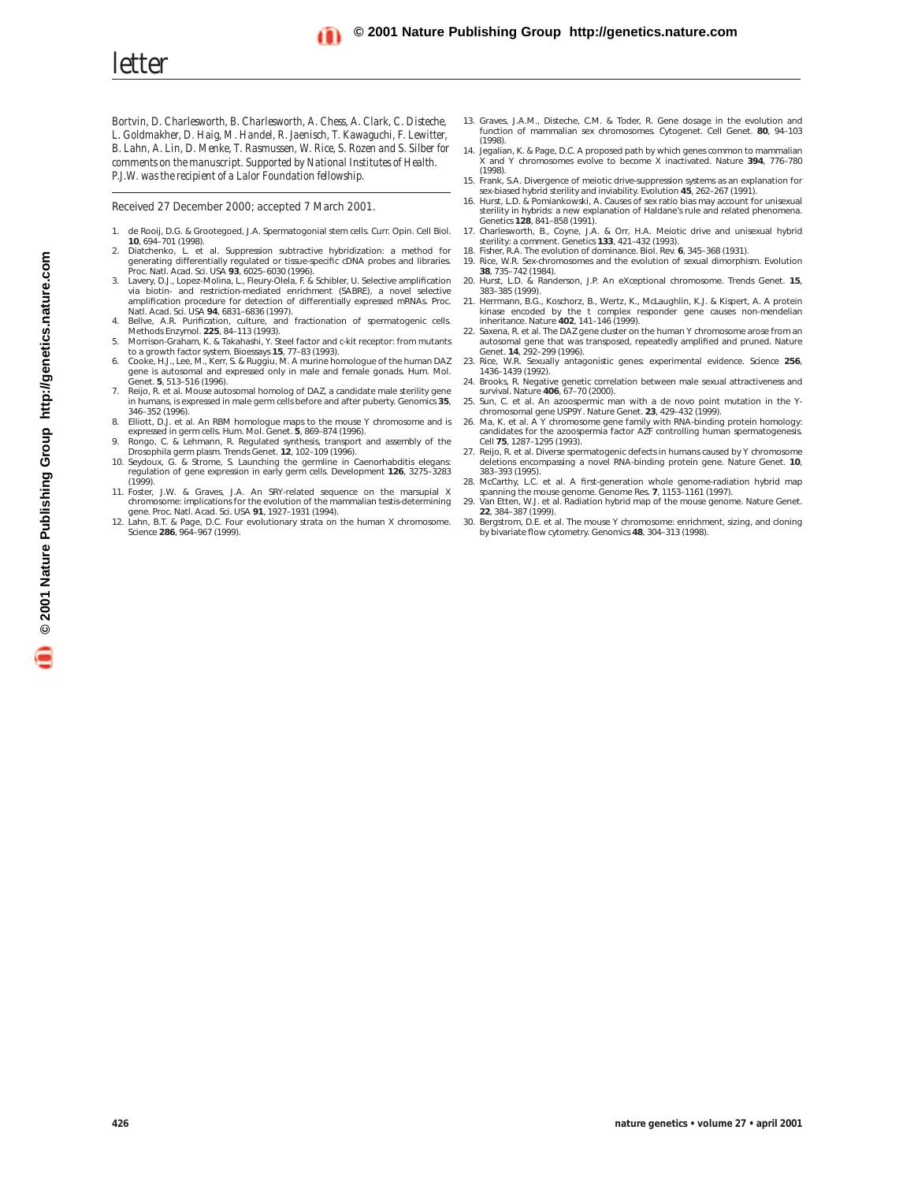Bortvin, D. Charlesworth, B. Charlesworth, A. Chess, A. Clark, C. Disteche, L. Goldmakher, D. Haig, M. Handel, R. Jaenisch, T. Kawaguchi, F. Lewitter, B. Lahn, A. Lin, D. Menke, T. Rasmussen, W. Rice, S. Rozen and S. Silber for comments on the manuscript. Supported by National Institutes of Health. P.J.W. was the recipient of a Lalor Foundation fellowship.*

Received 27 December 2000; accepted 7 March 2001.

1. de Rooij, D.G. & Grootegoed, J.A. Spermatogonial stem cells. Curr. Opin. Cell Biol. **10**, 694–701 (1998).
2. Diatchenko, L. et al. Suppression subtractive hybridization: a method for generating differentially regulated or tissue-specific cDNA probes and libraries. Proc. Natl. Acad. Sci. USA **93**, 6025–6030 (1996).
3. Lavery, D.J., Lopez-Molina, L., Fleury-Olela, F. & Schibler, U. Selective amplification via biotin- and restriction-mediated enrichment (SABRE), a novel selective amplification procedure for detection of differentially expressed mRNAs. Proc. Natl. Acad. Sci. USA **94**, 6831–6836 (1997).
4. Bellve, A.R. Purification, culture, and fractionation of spermatogenic cells. Methods Enzymol. **225**, 84–113 (1993).
5. Morrison-Graham, K. & Takahashi, Y. Steel factor and c-kit receptor: from mutants to a growth factor system. Bioessays **15**, 77–83 (1993).
6. Cooke, H.J., Lee, M., Kerr, S. & Ruggiu, M. A murine homologue of the human DAZ gene is autosomal and expressed only in male and female gonads. Hum. Mol. Genet. **5**, 513–516 (1996).
7. Reijo, R. et al. Mouse autosomal homolog of DAZ, a candidate male sterility gene in humans, is expressed in male germ cells before and after puberty. Genomics **35**, 346–352 (1996).
8. Elliott, D.J. et al. An RBM homologue maps to the mouse Y chromosome and is expressed in germ cells. Hum. Mol. Genet. **5**, 869–874 (1996).
9. Rongo, C. & Lehmann, R. Regulated synthesis, transport and assembly of the Drosophila germ plasm. Trends Genet. **12**, 102–109 (1996).
10. Seydoux, G. & Strome, S. Launching the germline in Caenorhabditis elegans: regulation of gene expression in early germ cells. Development **126**, 3275–3283 (1999).
11. Foster, J.W. & Graves, J.A. An SRY-related sequence on the marsupial X chromosome: implications for the evolution of the mammalian testis-determining gene. Proc. Natl. Acad. Sci. USA **91**, 1927–1931 (1994).
12. Lahn, B.T. & Page, D.C. Four evolutionary strata on the human X chromosome. Science **286**, 964–967 (1999).
13. Graves, J.A.M., Disteche, C.M. & Toder, R. Gene dosage in the evolution and function of mammalian sex chromosomes. Cytogenet. Cell Genet. **80**, 94–103 (1998).
14. Jegalian, K. & Page, D.C. A proposed path by which genes common to mammalian X and Y chromosomes evolve to become X inactivated. Nature **394**, 776–780 (1998).
15. Frank, S.A. Divergence of meiotic drive-suppression systems as an explanation for sex-biased hybrid sterility and inviability. Evolution **45**, 262–267 (1991).
16. Hurst, L.D. & Pomiankowski, A. Causes of sex ratio bias may account for unisexual sterility in hybrids: a new explanation of Haldane's rule and related phenomena. Genetics **128**, 841–858 (1991).
17. Charlesworth, B., Coyne, J.A. & Orr, H.A. Meiotic drive and unisexual hybrid sterility: a comment. Genetics **133**, 421–432 (1993).
18. Fisher, R.A. The evolution of dominance. Biol. Rev. **6**, 345–368 (1931).
19. Rice, W.R. Sex-chromosomes and the evolution of sexual dimorphism. Evolution **38**, 735–742 (1984).
20. Hurst, L.D. & Randerson, J.P. An eXceptional chromosome. Trends Genet. **15**, 383–385 (1999).
21. Herrmann, B.G., Koschorz, B., Wertz, K., McLaughlin, K.J. & Kispert, A. A protein kinase encoded by the t complex responder gene causes non-mendelian inheritance. Nature **402**, 141–146 (1999).
22. Saxena, R. et al. The DAZ gene cluster on the human Y chromosome arose from an autosomal gene that was transposed, repeatedly amplified and pruned. Nature Genet. **14**, 292–299 (1996).
23. Rice, W.R. Sexually antagonistic genes: experimental evidence. Science **256**, 1436–1439 (1992).
24. Brooks, R. Negative genetic correlation between male sexual attractiveness and survival. Nature **406**, 67–70 (2000).
25. Sun, C. et al. An azoospermic man with a de novo point mutation in the Y-chromosomal gene USP9Y. Nature Genet. **23**, 429–432 (1999).
26. Ma, K. et al. A Y chromosome gene family with RNA-binding protein homology: candidates for the azoospermia factor AZF controlling human spermatogenesis. Cell **75**, 1287–1295 (1993).
27. Reijo, R. et al. Diverse spermatogenic defects in humans caused by Y chromosome deletions encompassing a novel RNA-binding protein gene. Nature Genet. **10**, 383–393 (1995).
28. McCarthy, L.C. et al. A first-generation whole genome-radiation hybrid map spanning the mouse genome. Genome Res. **7**, 1153–1161 (1997).
29. Van Etten, W.J. et al. Radiation hybrid map of the mouse genome. Nature Genet. **22**, 384–387 (1999).
30. Bergstrom, D.E. et al. The mouse Y chromosome: enrichment, sizing, and cloning by bivariate flow cytometry. Genomics **48**, 304–313 (1998).